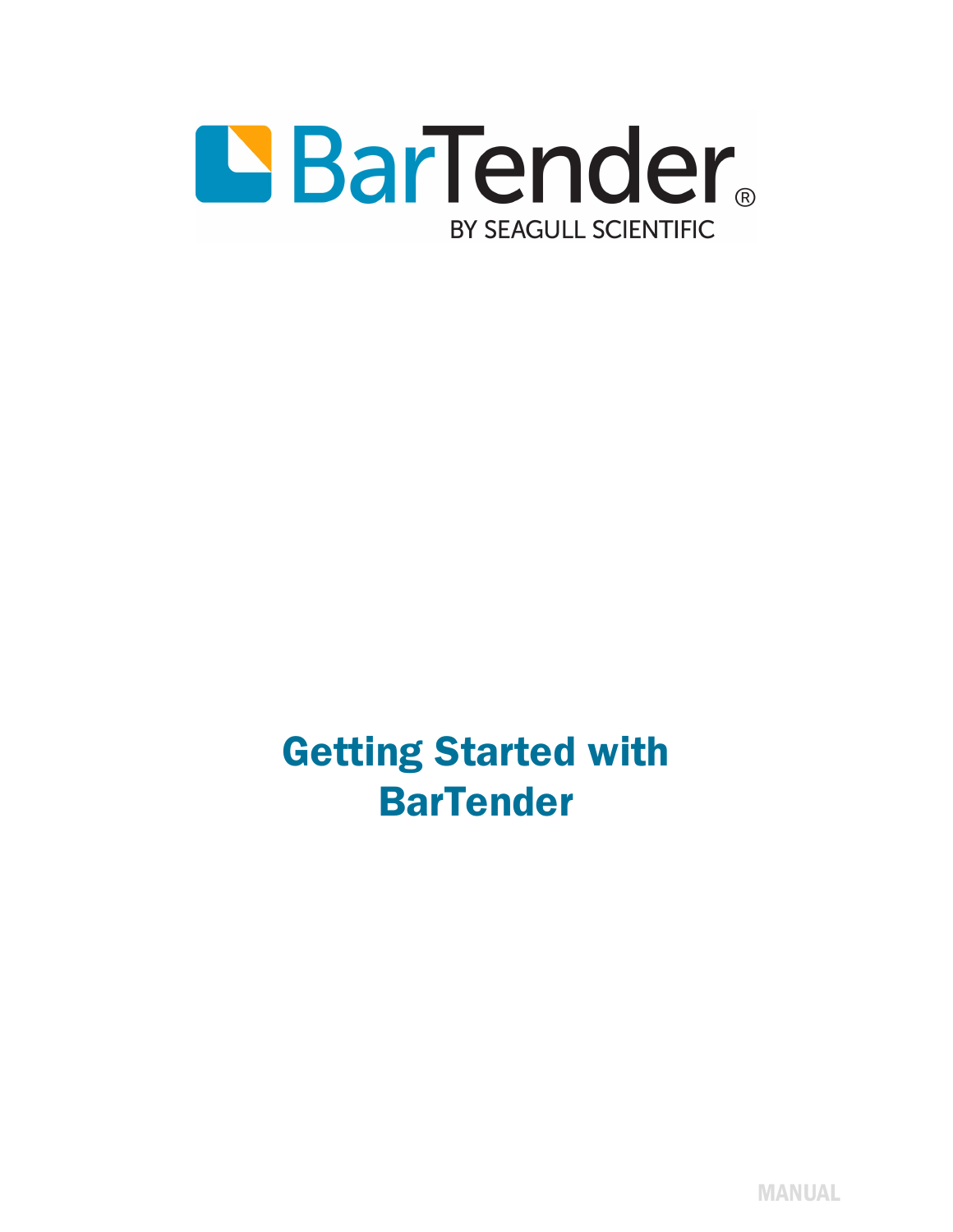BarTender®

BY SEAGULL SCIENTIFIC

# Getting Started with BarTender

MANUAL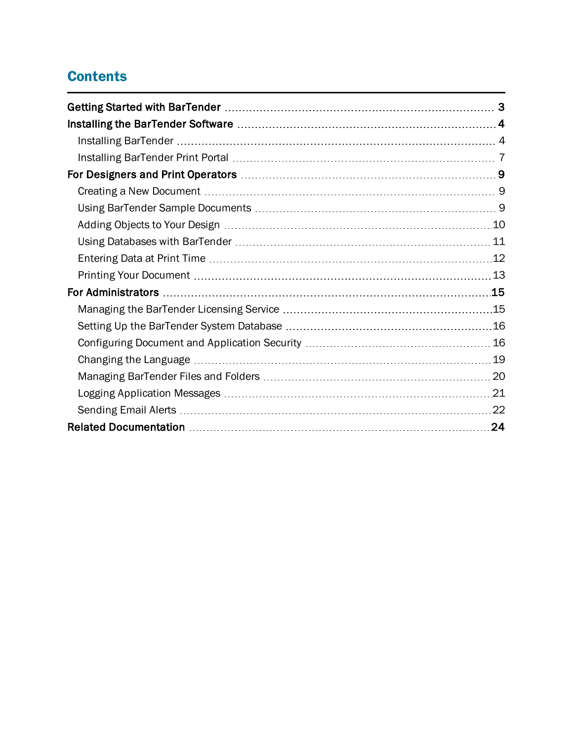# Contents

**Getting Started with BarTender** ..... 3

**Installing the BarTender Software** ..... 4

- Installing BarTender ..... 4
- Installing BarTender Print Portal ..... 7

**For Designers and Print Operators** ..... 9

- Creating a New Document ..... 9
- Using BarTender Sample Documents ..... 9
- Adding Objects to Your Design ..... 10
- Using Databases with BarTender ..... 11
- Entering Data at Print Time ..... 12
- Printing Your Document ..... 13

**For Administrators** ..... 15

- Managing the BarTender Licensing Service ..... 15
- Setting Up the BarTender System Database ..... 16
- Configuring Document and Application Security ..... 16
- Changing the Language ..... 19
- Managing BarTender Files and Folders ..... 20
- Logging Application Messages ..... 21
- Sending Email Alerts ..... 22

**Related Documentation** ..... 24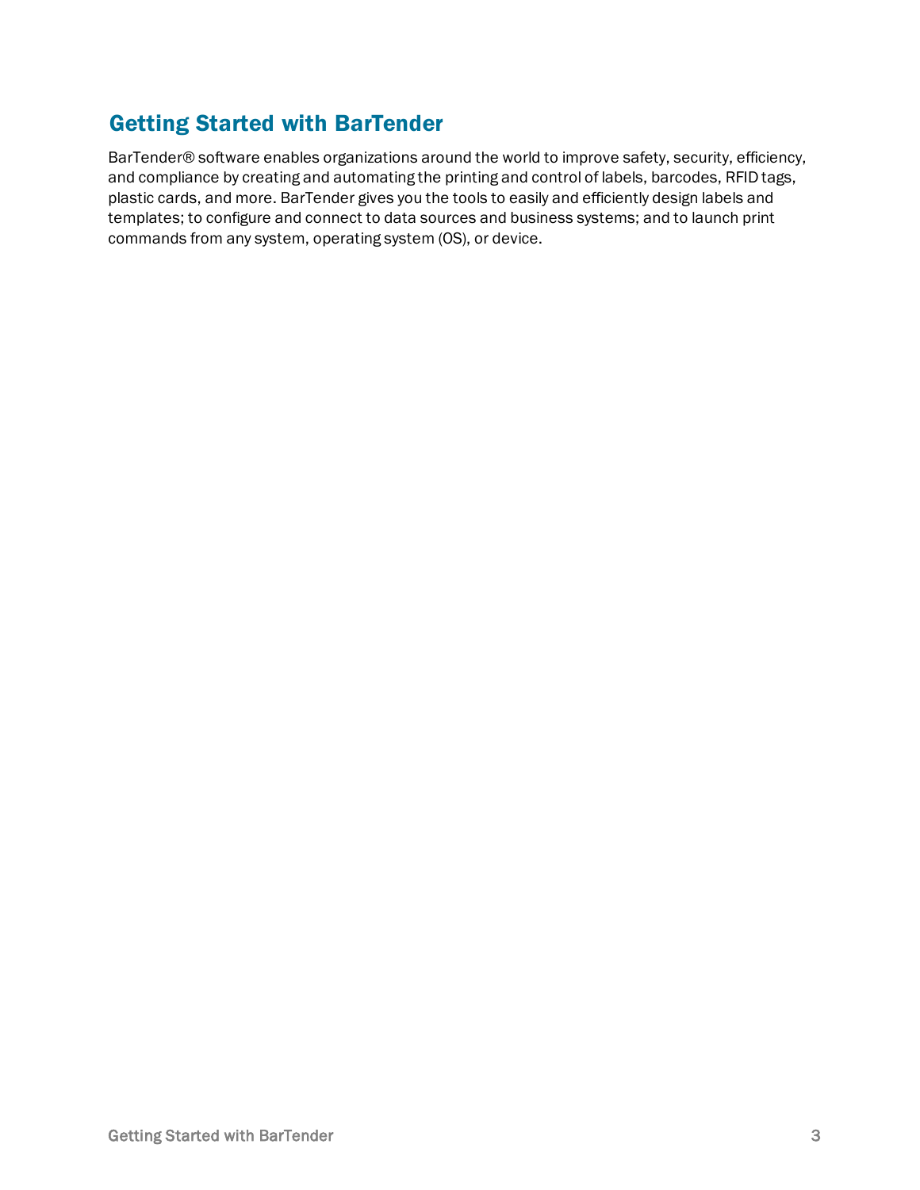## Getting Started with BarTender

BarTender® software enables organizations around the world to improve safety, security, efficiency, and compliance by creating and automating the printing and control of labels, barcodes, RFID tags, plastic cards, and more. BarTender gives you the tools to easily and efficiently design labels and templates; to configure and connect to data sources and business systems; and to launch print commands from any system, operating system (OS), or device.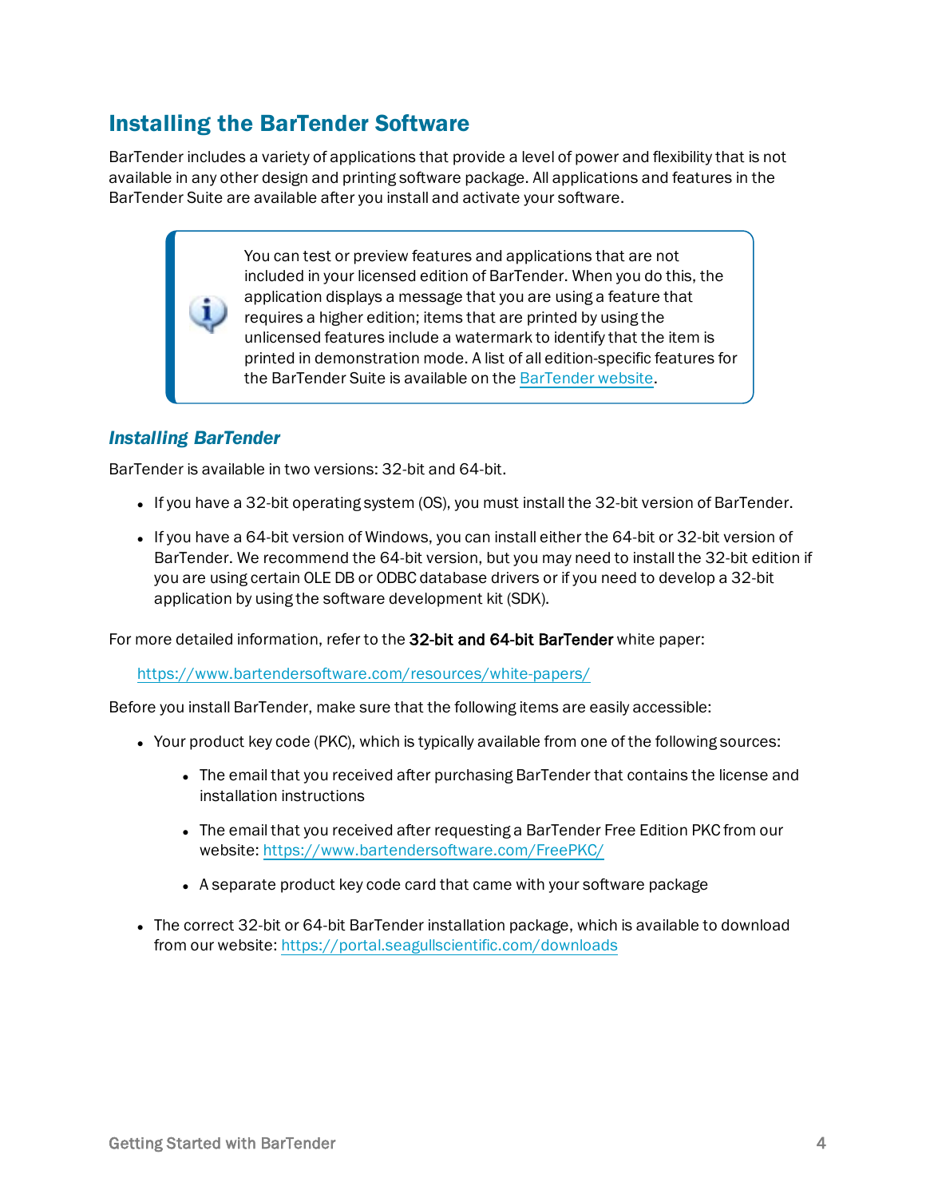## Installing the BarTender Software

BarTender includes a variety of applications that provide a level of power and flexibility that is not available in any other design and printing software package. All applications and features in the BarTender Suite are available after you install and activate your software.

> You can test or preview features and applications that are not included in your licensed edition of BarTender. When you do this, the application displays a message that you are using a feature that requires a higher edition; items that are printed by using the unlicensed features include a watermark to identify that the item is printed in demonstration mode. A list of all edition-specific features for the BarTender Suite is available on the BarTender website.

### *Installing BarTender*

BarTender is available in two versions: 32-bit and 64-bit.

- If you have a 32-bit operating system (OS), you must install the 32-bit version of BarTender.
- If you have a 64-bit version of Windows, you can install either the 64-bit or 32-bit version of BarTender. We recommend the 64-bit version, but you may need to install the 32-bit edition if you are using certain OLE DB or ODBC database drivers or if you need to develop a 32-bit application by using the software development kit (SDK).

For more detailed information, refer to the **32-bit and 64-bit BarTender** white paper:

https://www.bartendersoftware.com/resources/white-papers/

Before you install BarTender, make sure that the following items are easily accessible:

- Your product key code (PKC), which is typically available from one of the following sources:
  - The email that you received after purchasing BarTender that contains the license and installation instructions
  - The email that you received after requesting a BarTender Free Edition PKC from our website: https://www.bartendersoftware.com/FreePKC/
  - A separate product key code card that came with your software package
- The correct 32-bit or 64-bit BarTender installation package, which is available to download from our website: https://portal.seagullscientific.com/downloads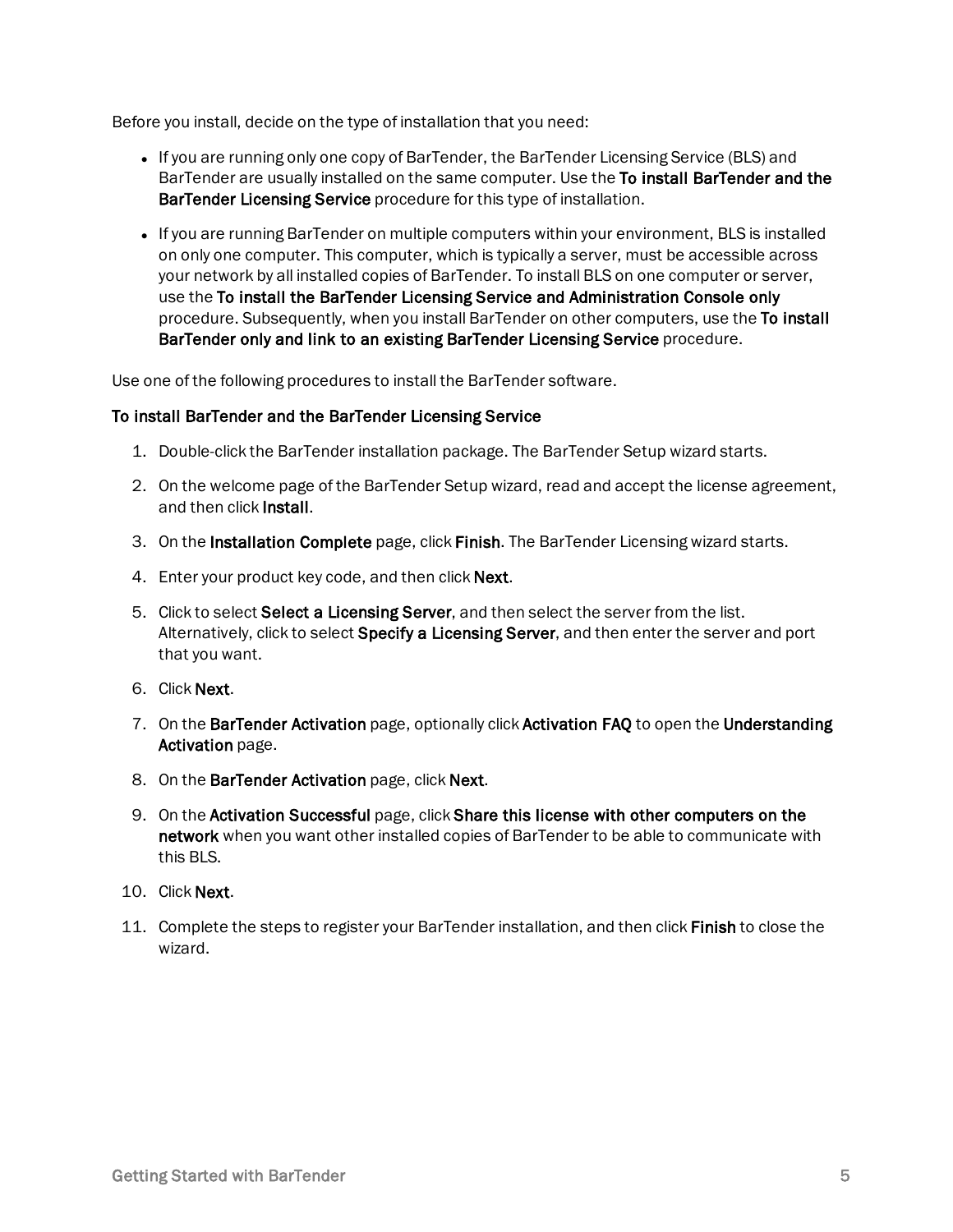Before you install, decide on the type of installation that you need:

- If you are running only one copy of BarTender, the BarTender Licensing Service (BLS) and BarTender are usually installed on the same computer. Use the **To install BarTender and the BarTender Licensing Service** procedure for this type of installation.
- If you are running BarTender on multiple computers within your environment, BLS is installed on only one computer. This computer, which is typically a server, must be accessible across your network by all installed copies of BarTender. To install BLS on one computer or server, use the **To install the BarTender Licensing Service and Administration Console only** procedure. Subsequently, when you install BarTender on other computers, use the **To install BarTender only and link to an existing BarTender Licensing Service** procedure.

Use one of the following procedures to install the BarTender software.

**To install BarTender and the BarTender Licensing Service**

1. Double-click the BarTender installation package. The BarTender Setup wizard starts.
2. On the welcome page of the BarTender Setup wizard, read and accept the license agreement, and then click **Install**.
3. On the **Installation Complete** page, click **Finish**. The BarTender Licensing wizard starts.
4. Enter your product key code, and then click **Next**.
5. Click to select **Select a Licensing Server**, and then select the server from the list. Alternatively, click to select **Specify a Licensing Server**, and then enter the server and port that you want.
6. Click **Next**.
7. On the **BarTender Activation** page, optionally click **Activation FAQ** to open the **Understanding Activation** page.
8. On the **BarTender Activation** page, click **Next**.
9. On the **Activation Successful** page, click **Share this license with other computers on the network** when you want other installed copies of BarTender to be able to communicate with this BLS.
10. Click **Next**.
11. Complete the steps to register your BarTender installation, and then click **Finish** to close the wizard.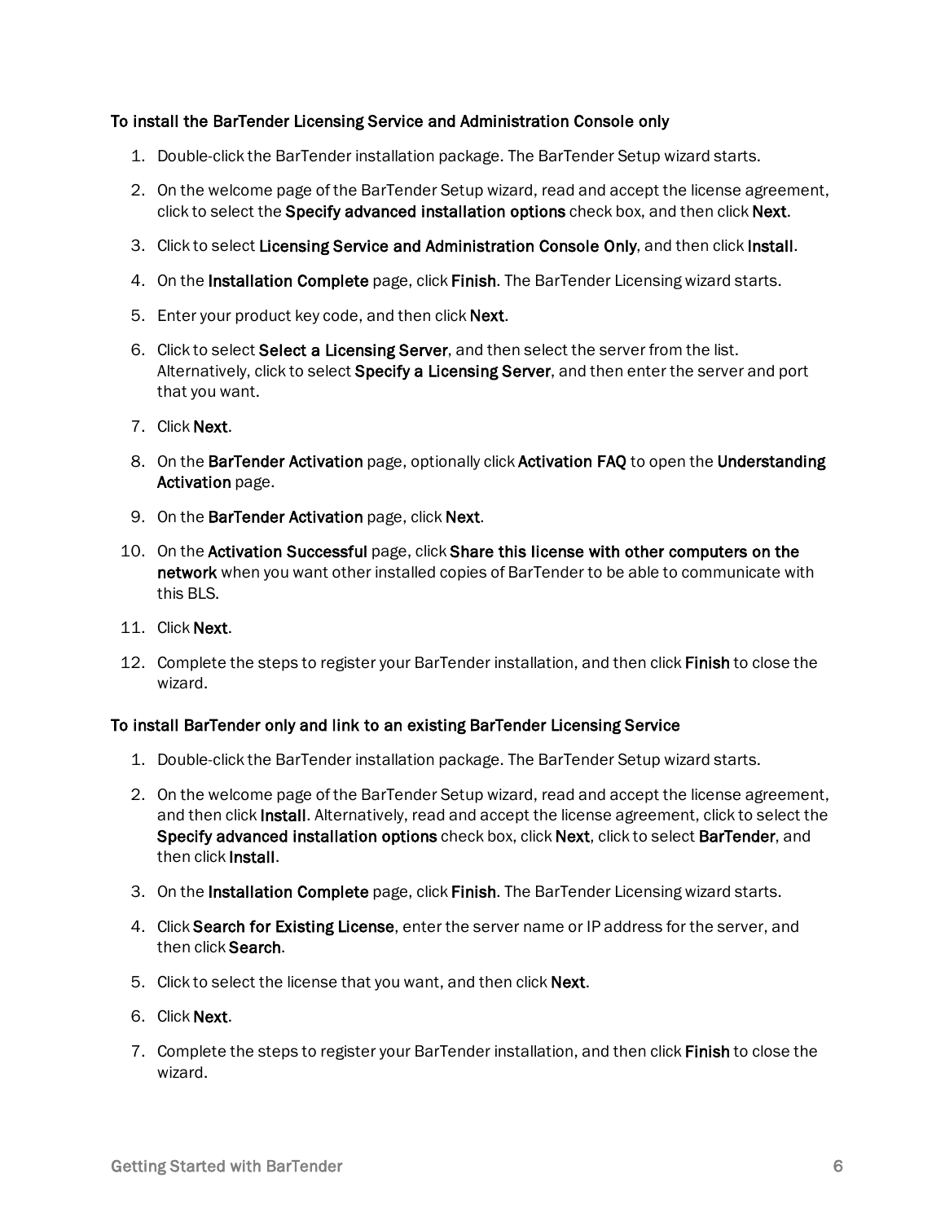#### To install the BarTender Licensing Service and Administration Console only

1. Double-click the BarTender installation package. The BarTender Setup wizard starts.
2. On the welcome page of the BarTender Setup wizard, read and accept the license agreement, click to select the **Specify advanced installation options** check box, and then click **Next**.
3. Click to select **Licensing Service and Administration Console Only**, and then click **Install**.
4. On the **Installation Complete** page, click **Finish**. The BarTender Licensing wizard starts.
5. Enter your product key code, and then click **Next**.
6. Click to select **Select a Licensing Server**, and then select the server from the list. Alternatively, click to select **Specify a Licensing Server**, and then enter the server and port that you want.
7. Click **Next**.
8. On the **BarTender Activation** page, optionally click **Activation FAQ** to open the **Understanding Activation** page.
9. On the **BarTender Activation** page, click **Next**.
10. On the **Activation Successful** page, click **Share this license with other computers on the network** when you want other installed copies of BarTender to be able to communicate with this BLS.
11. Click **Next**.
12. Complete the steps to register your BarTender installation, and then click **Finish** to close the wizard.

#### To install BarTender only and link to an existing BarTender Licensing Service

1. Double-click the BarTender installation package. The BarTender Setup wizard starts.
2. On the welcome page of the BarTender Setup wizard, read and accept the license agreement, and then click **Install**. Alternatively, read and accept the license agreement, click to select the **Specify advanced installation options** check box, click **Next**, click to select **BarTender**, and then click **Install**.
3. On the **Installation Complete** page, click **Finish**. The BarTender Licensing wizard starts.
4. Click **Search for Existing License**, enter the server name or IP address for the server, and then click **Search**.
5. Click to select the license that you want, and then click **Next**.
6. Click **Next**.
7. Complete the steps to register your BarTender installation, and then click **Finish** to close the wizard.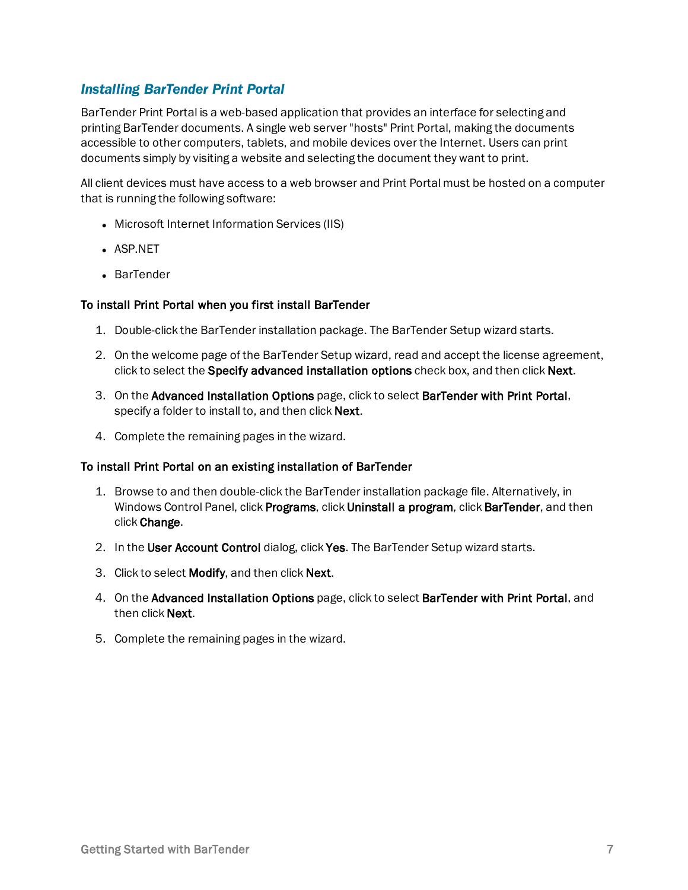## *Installing BarTender Print Portal*

BarTender Print Portal is a web-based application that provides an interface for selecting and printing BarTender documents. A single web server "hosts" Print Portal, making the documents accessible to other computers, tablets, and mobile devices over the Internet. Users can print documents simply by visiting a website and selecting the document they want to print.

All client devices must have access to a web browser and Print Portal must be hosted on a computer that is running the following software:

- Microsoft Internet Information Services (IIS)
- ASP.NET
- BarTender

**To install Print Portal when you first install BarTender**

1. Double-click the BarTender installation package. The BarTender Setup wizard starts.
2. On the welcome page of the BarTender Setup wizard, read and accept the license agreement, click to select the **Specify advanced installation options** check box, and then click **Next**.
3. On the **Advanced Installation Options** page, click to select **BarTender with Print Portal**, specify a folder to install to, and then click **Next**.
4. Complete the remaining pages in the wizard.

**To install Print Portal on an existing installation of BarTender**

1. Browse to and then double-click the BarTender installation package file. Alternatively, in Windows Control Panel, click **Programs**, click **Uninstall a program**, click **BarTender**, and then click **Change**.
2. In the **User Account Control** dialog, click **Yes**. The BarTender Setup wizard starts.
3. Click to select **Modify**, and then click **Next**.
4. On the **Advanced Installation Options** page, click to select **BarTender with Print Portal**, and then click **Next**.
5. Complete the remaining pages in the wizard.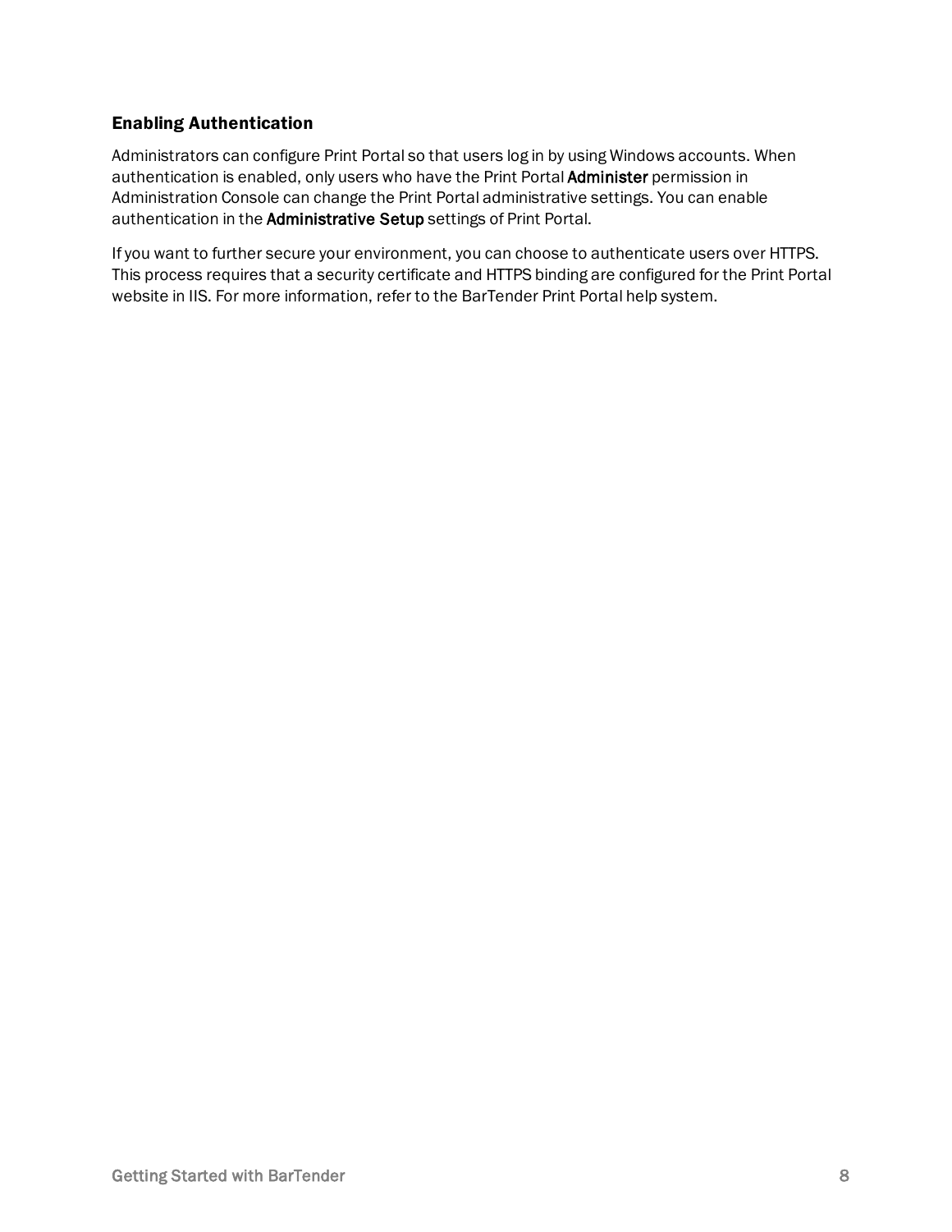### Enabling Authentication

Administrators can configure Print Portal so that users log in by using Windows accounts. When authentication is enabled, only users who have the Print Portal **Administer** permission in Administration Console can change the Print Portal administrative settings. You can enable authentication in the **Administrative Setup** settings of Print Portal.

If you want to further secure your environment, you can choose to authenticate users over HTTPS. This process requires that a security certificate and HTTPS binding are configured for the Print Portal website in IIS. For more information, refer to the BarTender Print Portal help system.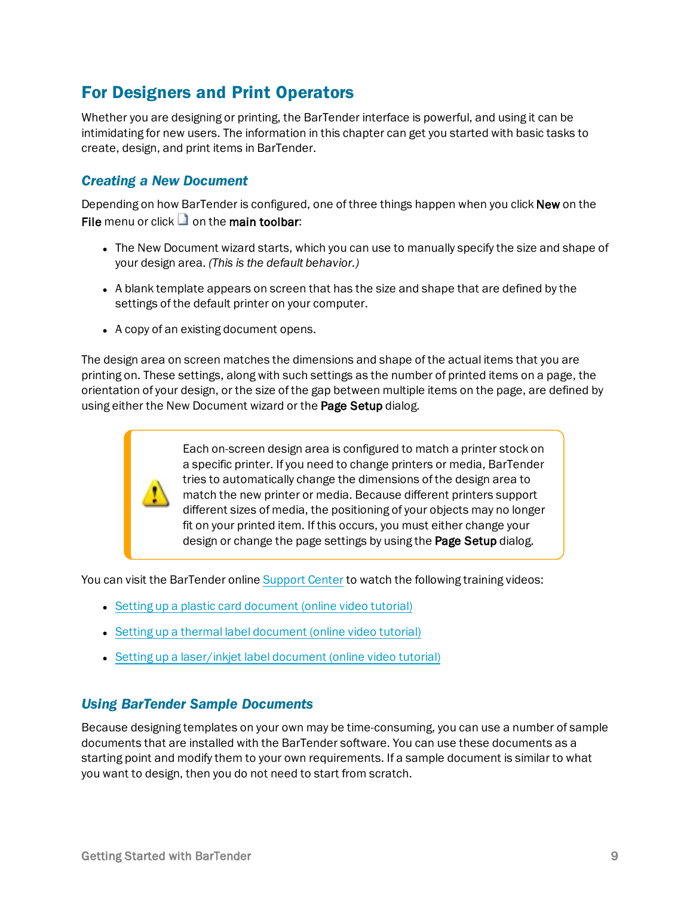## For Designers and Print Operators

Whether you are designing or printing, the BarTender interface is powerful, and using it can be intimidating for new users. The information in this chapter can get you started with basic tasks to create, design, and print items in BarTender.

### *Creating a New Document*

Depending on how BarTender is configured, one of three things happen when you click **New** on the **File** menu or click on the **main toolbar**:

- The New Document wizard starts, which you can use to manually specify the size and shape of your design area. *(This is the default behavior.)*
- A blank template appears on screen that has the size and shape that are defined by the settings of the default printer on your computer.
- A copy of an existing document opens.

The design area on screen matches the dimensions and shape of the actual items that you are printing on. These settings, along with such settings as the number of printed items on a page, the orientation of your design, or the size of the gap between multiple items on the page, are defined by using either the New Document wizard or the **Page Setup** dialog.

> Each on-screen design area is configured to match a printer stock on a specific printer. If you need to change printers or media, BarTender tries to automatically change the dimensions of the design area to match the new printer or media. Because different printers support different sizes of media, the positioning of your objects may no longer fit on your printed item. If this occurs, you must either change your design or change the page settings by using the **Page Setup** dialog.

You can visit the BarTender online Support Center to watch the following training videos:

- Setting up a plastic card document (online video tutorial)
- Setting up a thermal label document (online video tutorial)
- Setting up a laser/inkjet label document (online video tutorial)

### *Using BarTender Sample Documents*

Because designing templates on your own may be time-consuming, you can use a number of sample documents that are installed with the BarTender software. You can use these documents as a starting point and modify them to your own requirements. If a sample document is similar to what you want to design, then you do not need to start from scratch.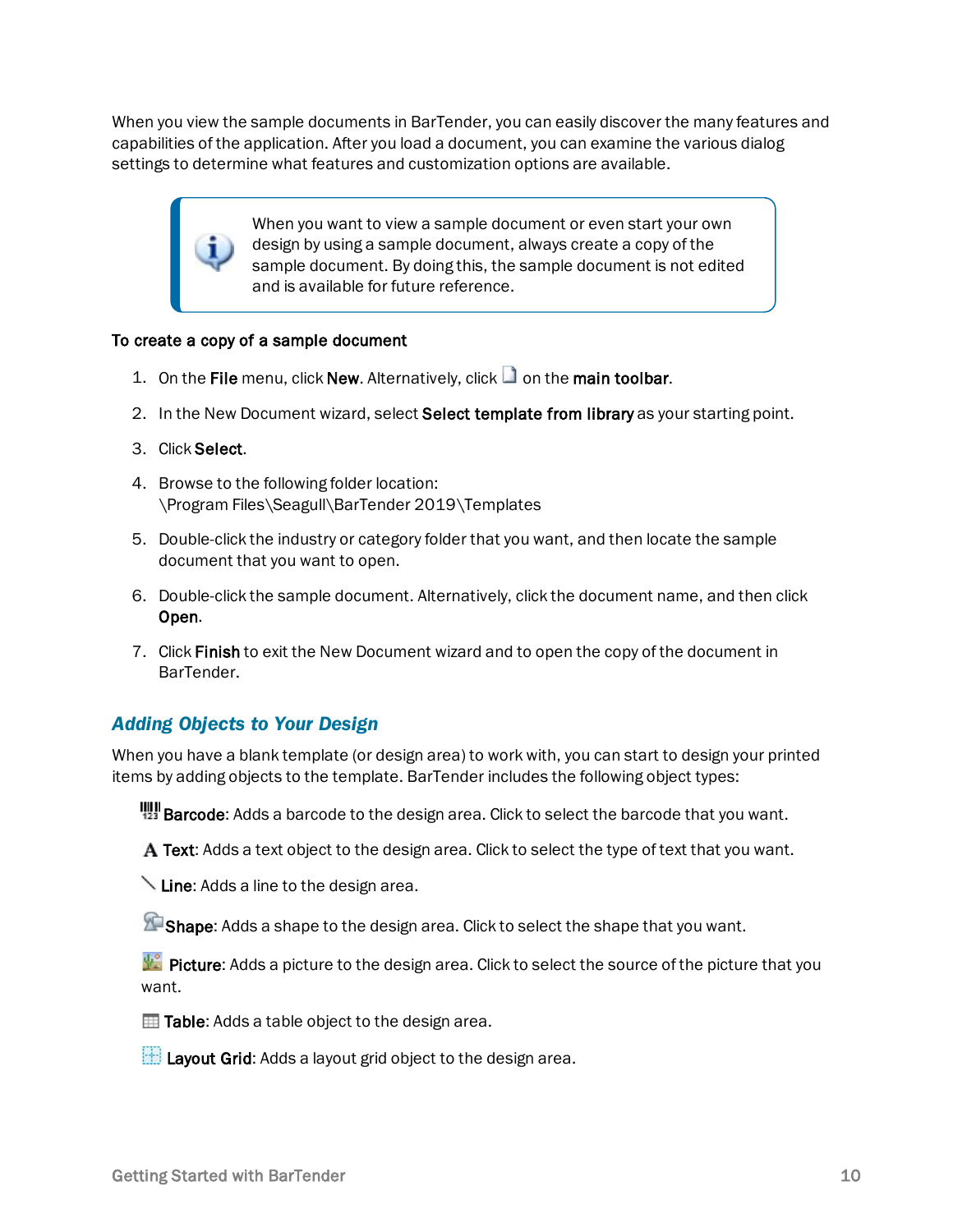When you view the sample documents in BarTender, you can easily discover the many features and capabilities of the application. After you load a document, you can examine the various dialog settings to determine what features and customization options are available.

> When you want to view a sample document or even start your own design by using a sample document, always create a copy of the sample document. By doing this, the sample document is not edited and is available for future reference.

**To create a copy of a sample document**

1. On the **File** menu, click **New**. Alternatively, click on the **main toolbar**.
2. In the New Document wizard, select **Select template from library** as your starting point.
3. Click **Select**.
4. Browse to the following folder location:
   \Program Files\Seagull\BarTender 2019\Templates
5. Double-click the industry or category folder that you want, and then locate the sample document that you want to open.
6. Double-click the sample document. Alternatively, click the document name, and then click **Open**.
7. Click **Finish** to exit the New Document wizard and to open the copy of the document in BarTender.

## *Adding Objects to Your Design*

When you have a blank template (or design area) to work with, you can start to design your printed items by adding objects to the template. BarTender includes the following object types:

**Barcode**: Adds a barcode to the design area. Click to select the barcode that you want.

**Text**: Adds a text object to the design area. Click to select the type of text that you want.

**Line**: Adds a line to the design area.

**Shape**: Adds a shape to the design area. Click to select the shape that you want.

**Picture**: Adds a picture to the design area. Click to select the source of the picture that you want.

**Table**: Adds a table object to the design area.

**Layout Grid**: Adds a layout grid object to the design area.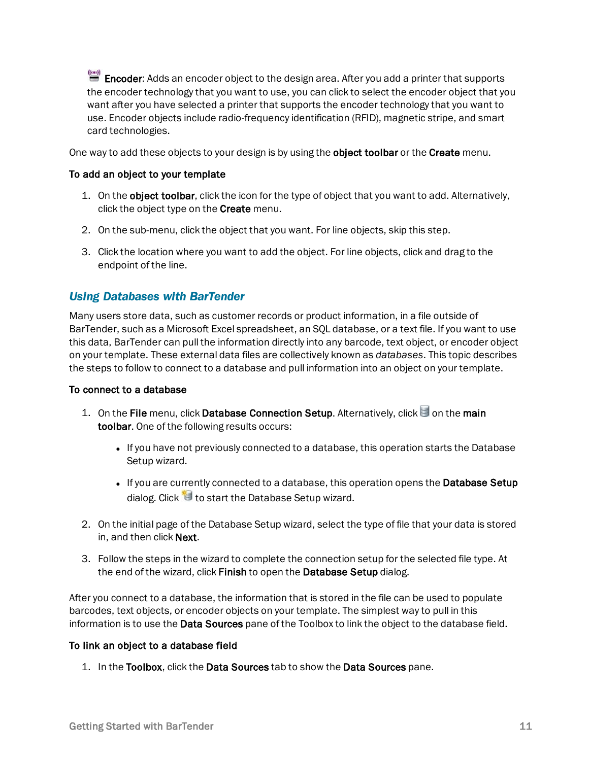**Encoder**: Adds an encoder object to the design area. After you add a printer that supports the encoder technology that you want to use, you can click to select the encoder object that you want after you have selected a printer that supports the encoder technology that you want to use. Encoder objects include radio-frequency identification (RFID), magnetic stripe, and smart card technologies.

One way to add these objects to your design is by using the **object toolbar** or the **Create** menu.

**To add an object to your template**

1. On the **object toolbar**, click the icon for the type of object that you want to add. Alternatively, click the object type on the **Create** menu.
2. On the sub-menu, click the object that you want. For line objects, skip this step.
3. Click the location where you want to add the object. For line objects, click and drag to the endpoint of the line.

## Using Databases with BarTender

Many users store data, such as customer records or product information, in a file outside of BarTender, such as a Microsoft Excel spreadsheet, an SQL database, or a text file. If you want to use this data, BarTender can pull the information directly into any barcode, text object, or encoder object on your template. These external data files are collectively known as *databases*. This topic describes the steps to follow to connect to a database and pull information into an object on your template.

**To connect to a database**

1. On the **File** menu, click **Database Connection Setup**. Alternatively, click on the **main toolbar**. One of the following results occurs:
   - If you have not previously connected to a database, this operation starts the Database Setup wizard.
   - If you are currently connected to a database, this operation opens the **Database Setup** dialog. Click to start the Database Setup wizard.
2. On the initial page of the Database Setup wizard, select the type of file that your data is stored in, and then click **Next**.
3. Follow the steps in the wizard to complete the connection setup for the selected file type. At the end of the wizard, click **Finish** to open the **Database Setup** dialog.

After you connect to a database, the information that is stored in the file can be used to populate barcodes, text objects, or encoder objects on your template. The simplest way to pull in this information is to use the **Data Sources** pane of the Toolbox to link the object to the database field.

**To link an object to a database field**

1. In the **Toolbox**, click the **Data Sources** tab to show the **Data Sources** pane.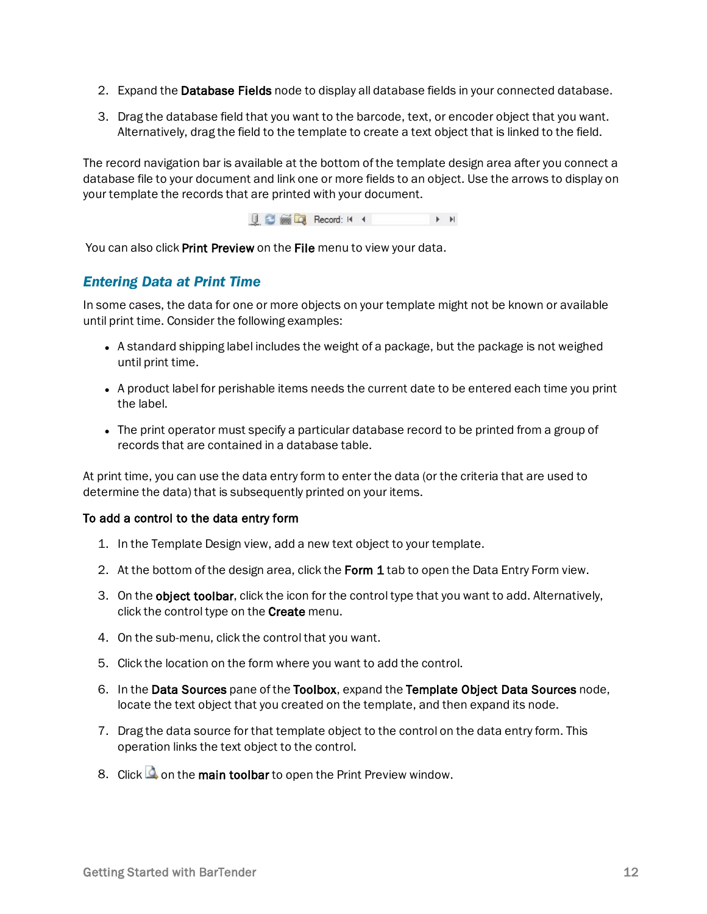2. Expand the **Database Fields** node to display all database fields in your connected database.
3. Drag the database field that you want to the barcode, text, or encoder object that you want. Alternatively, drag the field to the template to create a text object that is linked to the field.

The record navigation bar is available at the bottom of the template design area after you connect a database file to your document and link one or more fields to an object. Use the arrows to display on your template the records that are printed with your document.

You can also click **Print Preview** on the **File** menu to view your data.

## *Entering Data at Print Time*

In some cases, the data for one or more objects on your template might not be known or available until print time. Consider the following examples:

- A standard shipping label includes the weight of a package, but the package is not weighed until print time.
- A product label for perishable items needs the current date to be entered each time you print the label.
- The print operator must specify a particular database record to be printed from a group of records that are contained in a database table.

At print time, you can use the data entry form to enter the data (or the criteria that are used to determine the data) that is subsequently printed on your items.

**To add a control to the data entry form**

1. In the Template Design view, add a new text object to your template.
2. At the bottom of the design area, click the **Form 1** tab to open the Data Entry Form view.
3. On the **object toolbar**, click the icon for the control type that you want to add. Alternatively, click the control type on the **Create** menu.
4. On the sub-menu, click the control that you want.
5. Click the location on the form where you want to add the control.
6. In the **Data Sources** pane of the **Toolbox**, expand the **Template Object Data Sources** node, locate the text object that you created on the template, and then expand its node.
7. Drag the data source for that template object to the control on the data entry form. This operation links the text object to the control.
8. Click on the **main toolbar** to open the Print Preview window.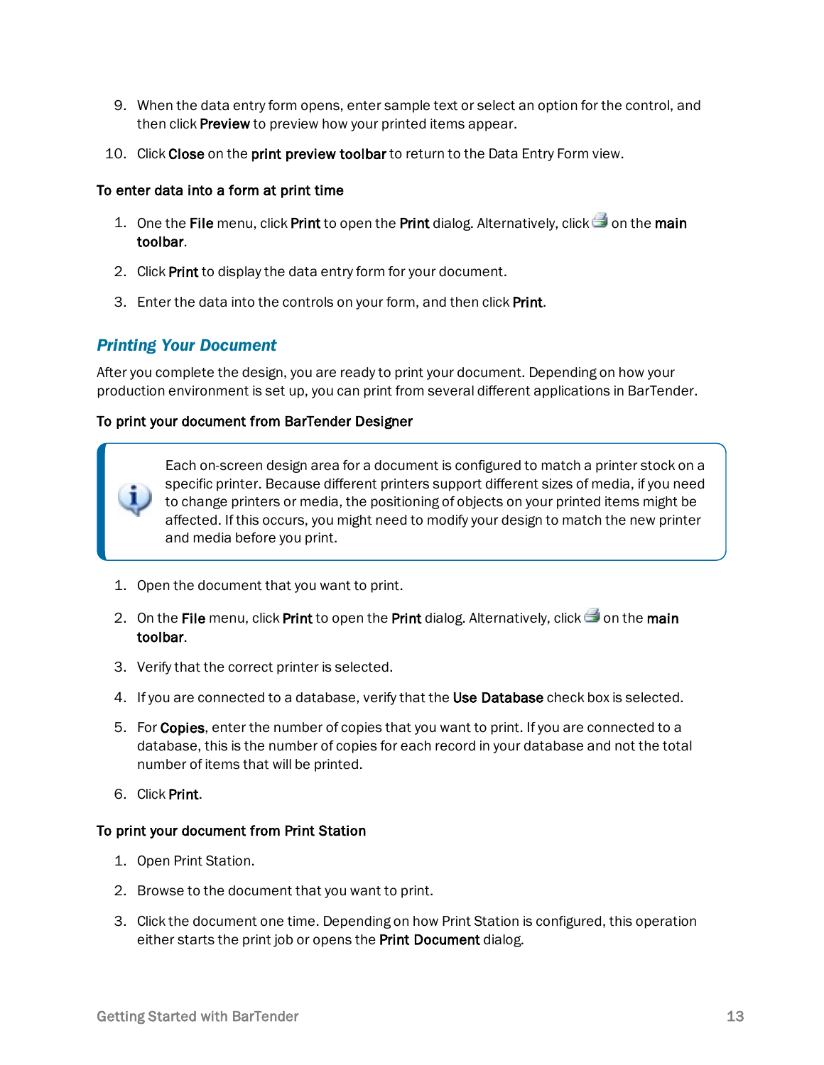9. When the data entry form opens, enter sample text or select an option for the control, and then click **Preview** to preview how your printed items appear.
10. Click **Close** on the **print preview toolbar** to return to the Data Entry Form view.

**To enter data into a form at print time**

1. One the **File** menu, click **Print** to open the **Print** dialog. Alternatively, click on the **main toolbar**.
2. Click **Print** to display the data entry form for your document.
3. Enter the data into the controls on your form, and then click **Print**.

## *Printing Your Document*

After you complete the design, you are ready to print your document. Depending on how your production environment is set up, you can print from several different applications in BarTender.

**To print your document from BarTender Designer**

> Each on-screen design area for a document is configured to match a printer stock on a specific printer. Because different printers support different sizes of media, if you need to change printers or media, the positioning of objects on your printed items might be affected. If this occurs, you might need to modify your design to match the new printer and media before you print.

1. Open the document that you want to print.
2. On the **File** menu, click **Print** to open the **Print** dialog. Alternatively, click on the **main toolbar**.
3. Verify that the correct printer is selected.
4. If you are connected to a database, verify that the **Use Database** check box is selected.
5. For **Copies**, enter the number of copies that you want to print. If you are connected to a database, this is the number of copies for each record in your database and not the total number of items that will be printed.
6. Click **Print**.

**To print your document from Print Station**

1. Open Print Station.
2. Browse to the document that you want to print.
3. Click the document one time. Depending on how Print Station is configured, this operation either starts the print job or opens the **Print Document** dialog.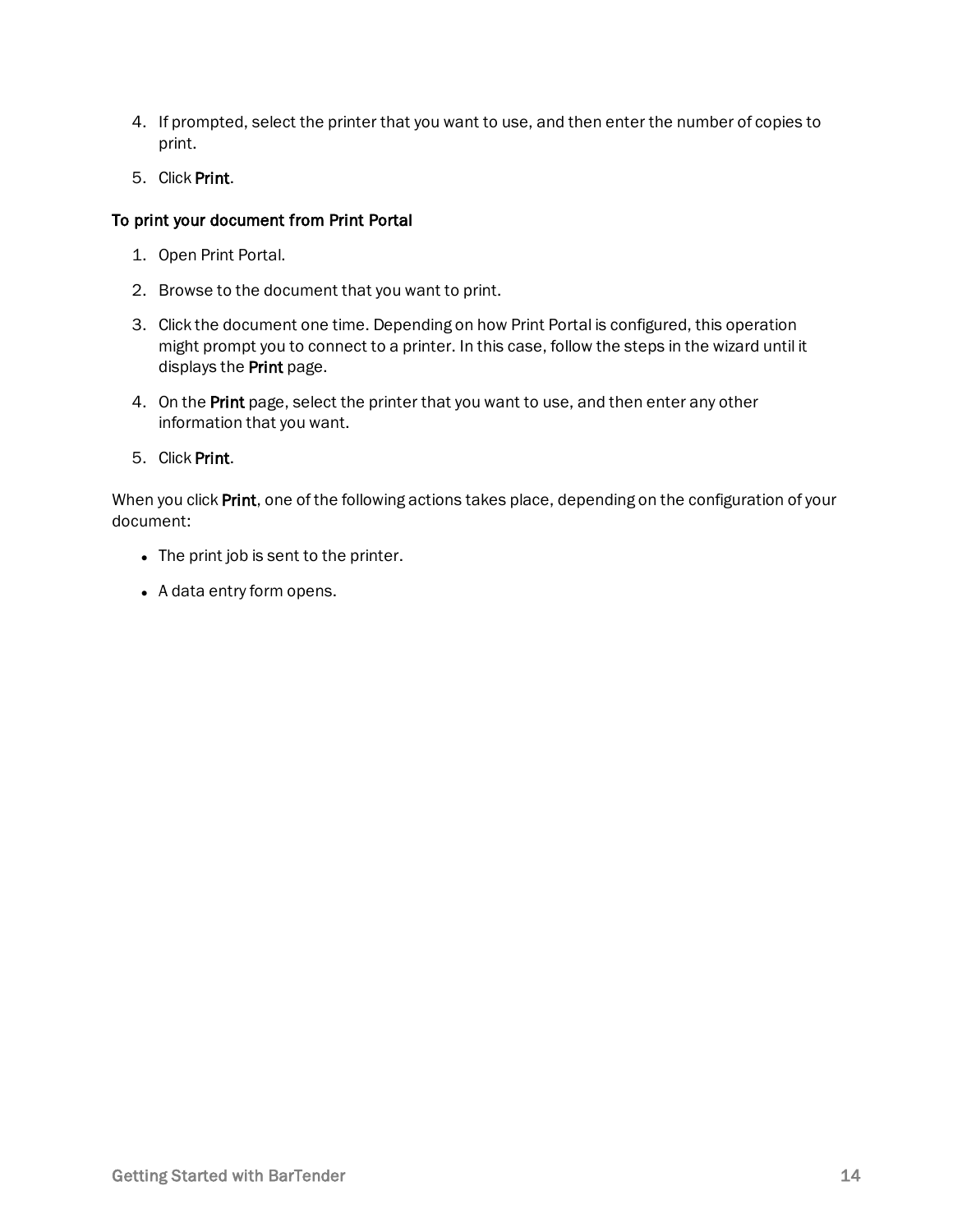4. If prompted, select the printer that you want to use, and then enter the number of copies to print.
5. Click **Print**.

**To print your document from Print Portal**

1. Open Print Portal.
2. Browse to the document that you want to print.
3. Click the document one time. Depending on how Print Portal is configured, this operation might prompt you to connect to a printer. In this case, follow the steps in the wizard until it displays the **Print** page.
4. On the **Print** page, select the printer that you want to use, and then enter any other information that you want.
5. Click **Print**.

When you click **Print**, one of the following actions takes place, depending on the configuration of your document:

- The print job is sent to the printer.
- A data entry form opens.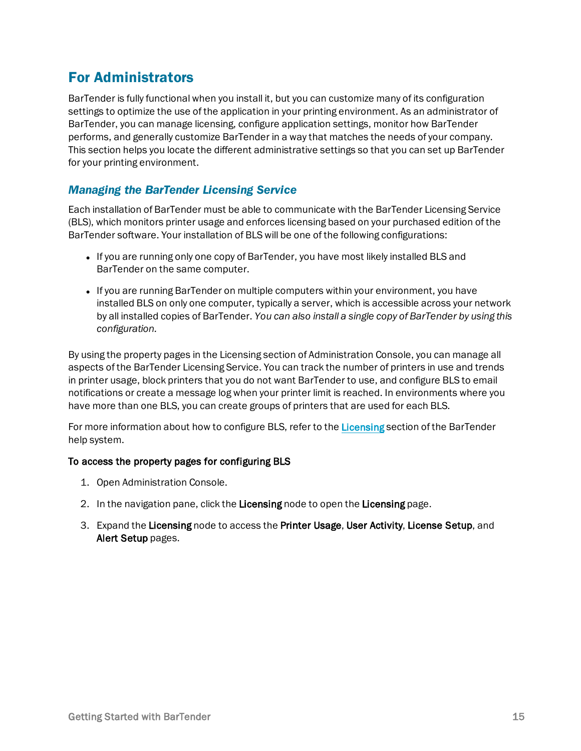## For Administrators

BarTender is fully functional when you install it, but you can customize many of its configuration settings to optimize the use of the application in your printing environment. As an administrator of BarTender, you can manage licensing, configure application settings, monitor how BarTender performs, and generally customize BarTender in a way that matches the needs of your company. This section helps you locate the different administrative settings so that you can set up BarTender for your printing environment.

### *Managing the BarTender Licensing Service*

Each installation of BarTender must be able to communicate with the BarTender Licensing Service (BLS), which monitors printer usage and enforces licensing based on your purchased edition of the BarTender software. Your installation of BLS will be one of the following configurations:

- If you are running only one copy of BarTender, you have most likely installed BLS and BarTender on the same computer.
- If you are running BarTender on multiple computers within your environment, you have installed BLS on only one computer, typically a server, which is accessible across your network by all installed copies of BarTender. *You can also install a single copy of BarTender by using this configuration.*

By using the property pages in the Licensing section of Administration Console, you can manage all aspects of the BarTender Licensing Service. You can track the number of printers in use and trends in printer usage, block printers that you do not want BarTender to use, and configure BLS to email notifications or create a message log when your printer limit is reached. In environments where you have more than one BLS, you can create groups of printers that are used for each BLS.

For more information about how to configure BLS, refer to the Licensing section of the BarTender help system.

**To access the property pages for configuring BLS**

1. Open Administration Console.
2. In the navigation pane, click the **Licensing** node to open the **Licensing** page.
3. Expand the **Licensing** node to access the **Printer Usage**, **User Activity**, **License Setup**, and **Alert Setup** pages.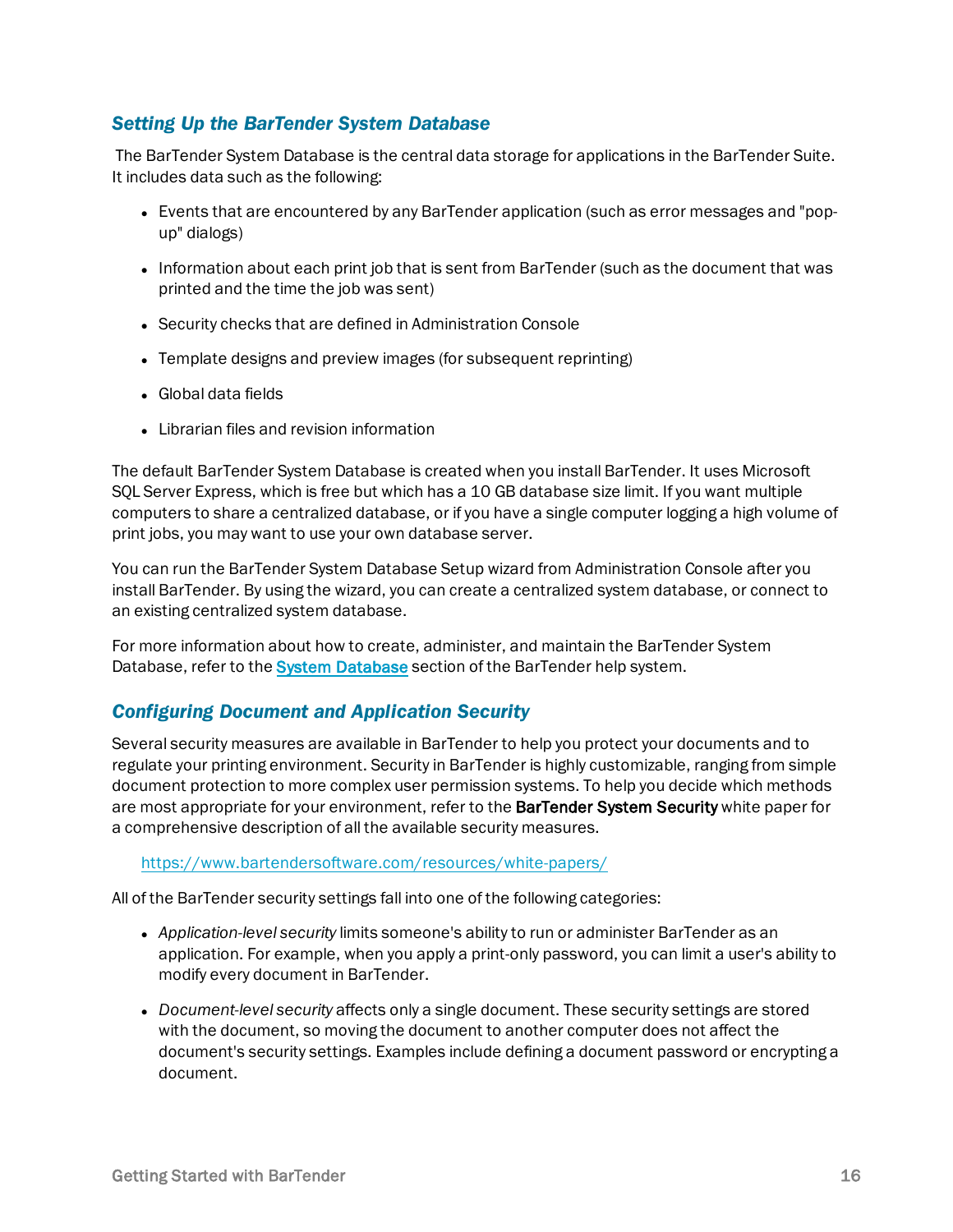### Setting Up the BarTender System Database

The BarTender System Database is the central data storage for applications in the BarTender Suite. It includes data such as the following:

- Events that are encountered by any BarTender application (such as error messages and "pop-up" dialogs)
- Information about each print job that is sent from BarTender (such as the document that was printed and the time the job was sent)
- Security checks that are defined in Administration Console
- Template designs and preview images (for subsequent reprinting)
- Global data fields
- Librarian files and revision information

The default BarTender System Database is created when you install BarTender. It uses Microsoft SQL Server Express, which is free but which has a 10 GB database size limit. If you want multiple computers to share a centralized database, or if you have a single computer logging a high volume of print jobs, you may want to use your own database server.

You can run the BarTender System Database Setup wizard from Administration Console after you install BarTender. By using the wizard, you can create a centralized system database, or connect to an existing centralized system database.

For more information about how to create, administer, and maintain the BarTender System Database, refer to the [System Database](System Database) section of the BarTender help system.

### Configuring Document and Application Security

Several security measures are available in BarTender to help you protect your documents and to regulate your printing environment. Security in BarTender is highly customizable, ranging from simple document protection to more complex user permission systems. To help you decide which methods are most appropriate for your environment, refer to the **BarTender System Security** white paper for a comprehensive description of all the available security measures.

> https://www.bartendersoftware.com/resources/white-papers/

All of the BarTender security settings fall into one of the following categories:

- *Application-level security* limits someone's ability to run or administer BarTender as an application. For example, when you apply a print-only password, you can limit a user's ability to modify every document in BarTender.
- *Document-level security* affects only a single document. These security settings are stored with the document, so moving the document to another computer does not affect the document's security settings. Examples include defining a document password or encrypting a document.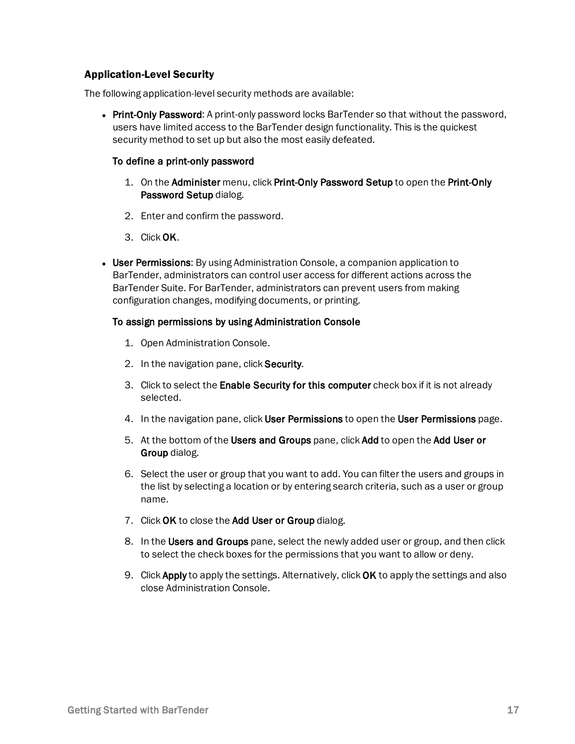### Application-Level Security

The following application-level security methods are available:

- **Print-Only Password**: A print-only password locks BarTender so that without the password, users have limited access to the BarTender design functionality. This is the quickest security method to set up but also the most easily defeated.

  **To define a print-only password**

  1. On the **Administer** menu, click **Print-Only Password Setup** to open the **Print-Only Password Setup** dialog.
  2. Enter and confirm the password.
  3. Click **OK**.

- **User Permissions**: By using Administration Console, a companion application to BarTender, administrators can control user access for different actions across the BarTender Suite. For BarTender, administrators can prevent users from making configuration changes, modifying documents, or printing.

  **To assign permissions by using Administration Console**

  1. Open Administration Console.
  2. In the navigation pane, click **Security**.
  3. Click to select the **Enable Security for this computer** check box if it is not already selected.
  4. In the navigation pane, click **User Permissions** to open the **User Permissions** page.
  5. At the bottom of the **Users and Groups** pane, click **Add** to open the **Add User or Group** dialog.
  6. Select the user or group that you want to add. You can filter the users and groups in the list by selecting a location or by entering search criteria, such as a user or group name.
  7. Click **OK** to close the **Add User or Group** dialog.
  8. In the **Users and Groups** pane, select the newly added user or group, and then click to select the check boxes for the permissions that you want to allow or deny.
  9. Click **Apply** to apply the settings. Alternatively, click **OK** to apply the settings and also close Administration Console.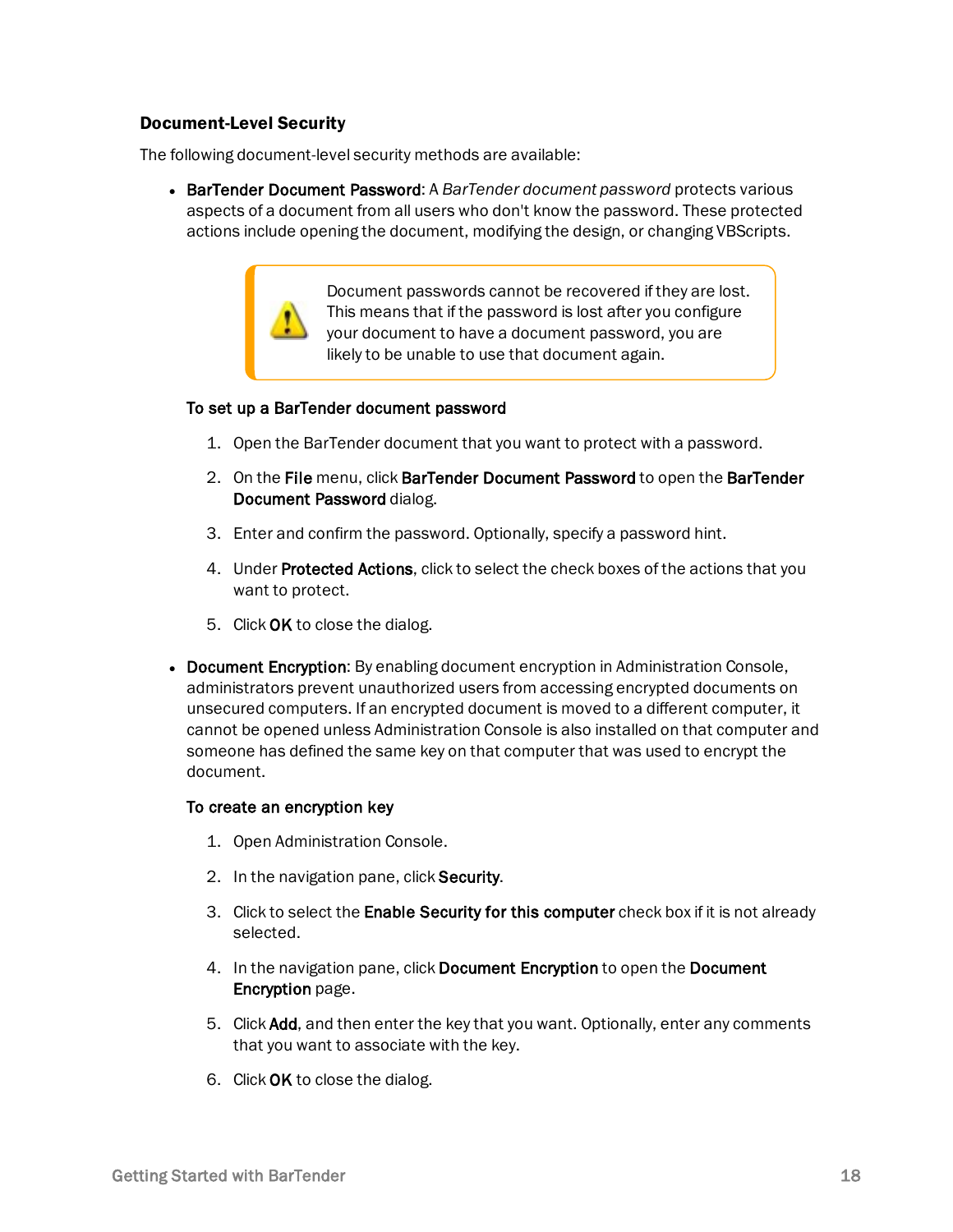### Document-Level Security

The following document-level security methods are available:

- **BarTender Document Password**: A *BarTender document password* protects various aspects of a document from all users who don't know the password. These protected actions include opening the document, modifying the design, or changing VBScripts.

  > Document passwords cannot be recovered if they are lost. This means that if the password is lost after you configure your document to have a document password, you are likely to be unable to use that document again.

  **To set up a BarTender document password**

  1. Open the BarTender document that you want to protect with a password.
  2. On the **File** menu, click **BarTender Document Password** to open the **BarTender Document Password** dialog.
  3. Enter and confirm the password. Optionally, specify a password hint.
  4. Under **Protected Actions**, click to select the check boxes of the actions that you want to protect.
  5. Click **OK** to close the dialog.

- **Document Encryption**: By enabling document encryption in Administration Console, administrators prevent unauthorized users from accessing encrypted documents on unsecured computers. If an encrypted document is moved to a different computer, it cannot be opened unless Administration Console is also installed on that computer and someone has defined the same key on that computer that was used to encrypt the document.

  **To create an encryption key**

  1. Open Administration Console.
  2. In the navigation pane, click **Security**.
  3. Click to select the **Enable Security for this computer** check box if it is not already selected.
  4. In the navigation pane, click **Document Encryption** to open the **Document Encryption** page.
  5. Click **Add**, and then enter the key that you want. Optionally, enter any comments that you want to associate with the key.
  6. Click **OK** to close the dialog.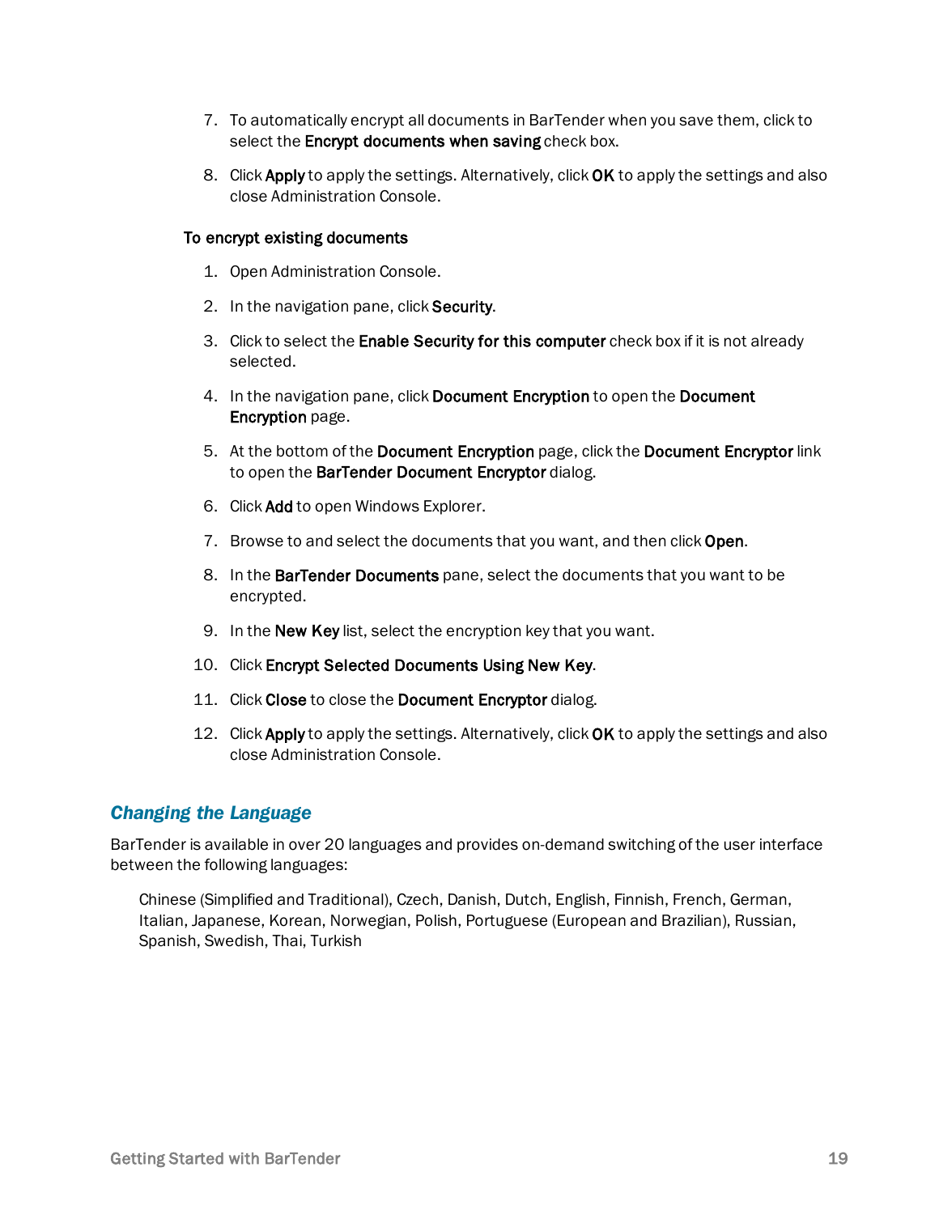7. To automatically encrypt all documents in BarTender when you save them, click to select the **Encrypt documents when saving** check box.
8. Click **Apply** to apply the settings. Alternatively, click **OK** to apply the settings and also close Administration Console.

**To encrypt existing documents**

1. Open Administration Console.
2. In the navigation pane, click **Security**.
3. Click to select the **Enable Security for this computer** check box if it is not already selected.
4. In the navigation pane, click **Document Encryption** to open the **Document Encryption** page.
5. At the bottom of the **Document Encryption** page, click the **Document Encryptor** link to open the **BarTender Document Encryptor** dialog.
6. Click **Add** to open Windows Explorer.
7. Browse to and select the documents that you want, and then click **Open**.
8. In the **BarTender Documents** pane, select the documents that you want to be encrypted.
9. In the **New Key** list, select the encryption key that you want.
10. Click **Encrypt Selected Documents Using New Key**.
11. Click **Close** to close the **Document Encryptor** dialog.
12. Click **Apply** to apply the settings. Alternatively, click **OK** to apply the settings and also close Administration Console.

## *Changing the Language*

BarTender is available in over 20 languages and provides on-demand switching of the user interface between the following languages:

> Chinese (Simplified and Traditional), Czech, Danish, Dutch, English, Finnish, French, German, Italian, Japanese, Korean, Norwegian, Polish, Portuguese (European and Brazilian), Russian, Spanish, Swedish, Thai, Turkish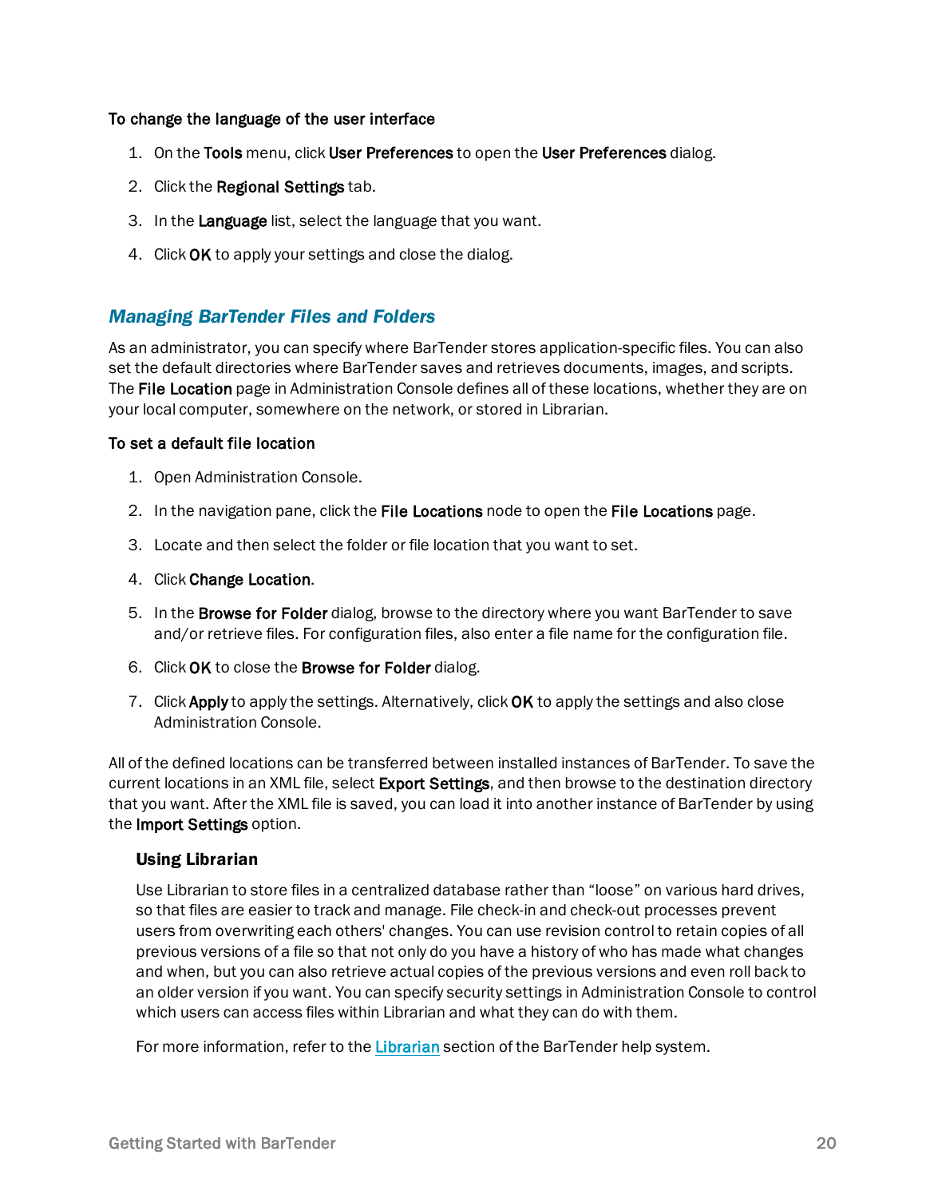**To change the language of the user interface**

1. On the **Tools** menu, click **User Preferences** to open the **User Preferences** dialog.
2. Click the **Regional Settings** tab.
3. In the **Language** list, select the language that you want.
4. Click **OK** to apply your settings and close the dialog.

## *Managing BarTender Files and Folders*

As an administrator, you can specify where BarTender stores application-specific files. You can also set the default directories where BarTender saves and retrieves documents, images, and scripts. The **File Location** page in Administration Console defines all of these locations, whether they are on your local computer, somewhere on the network, or stored in Librarian.

**To set a default file location**

1. Open Administration Console.
2. In the navigation pane, click the **File Locations** node to open the **File Locations** page.
3. Locate and then select the folder or file location that you want to set.
4. Click **Change Location**.
5. In the **Browse for Folder** dialog, browse to the directory where you want BarTender to save and/or retrieve files. For configuration files, also enter a file name for the configuration file.
6. Click **OK** to close the **Browse for Folder** dialog.
7. Click **Apply** to apply the settings. Alternatively, click **OK** to apply the settings and also close Administration Console.

All of the defined locations can be transferred between installed instances of BarTender. To save the current locations in an XML file, select **Export Settings**, and then browse to the destination directory that you want. After the XML file is saved, you can load it into another instance of BarTender by using the **Import Settings** option.

### Using Librarian

Use Librarian to store files in a centralized database rather than "loose" on various hard drives, so that files are easier to track and manage. File check-in and check-out processes prevent users from overwriting each others' changes. You can use revision control to retain copies of all previous versions of a file so that not only do you have a history of who has made what changes and when, but you can also retrieve actual copies of the previous versions and even roll back to an older version if you want. You can specify security settings in Administration Console to control which users can access files within Librarian and what they can do with them.

For more information, refer to the Librarian section of the BarTender help system.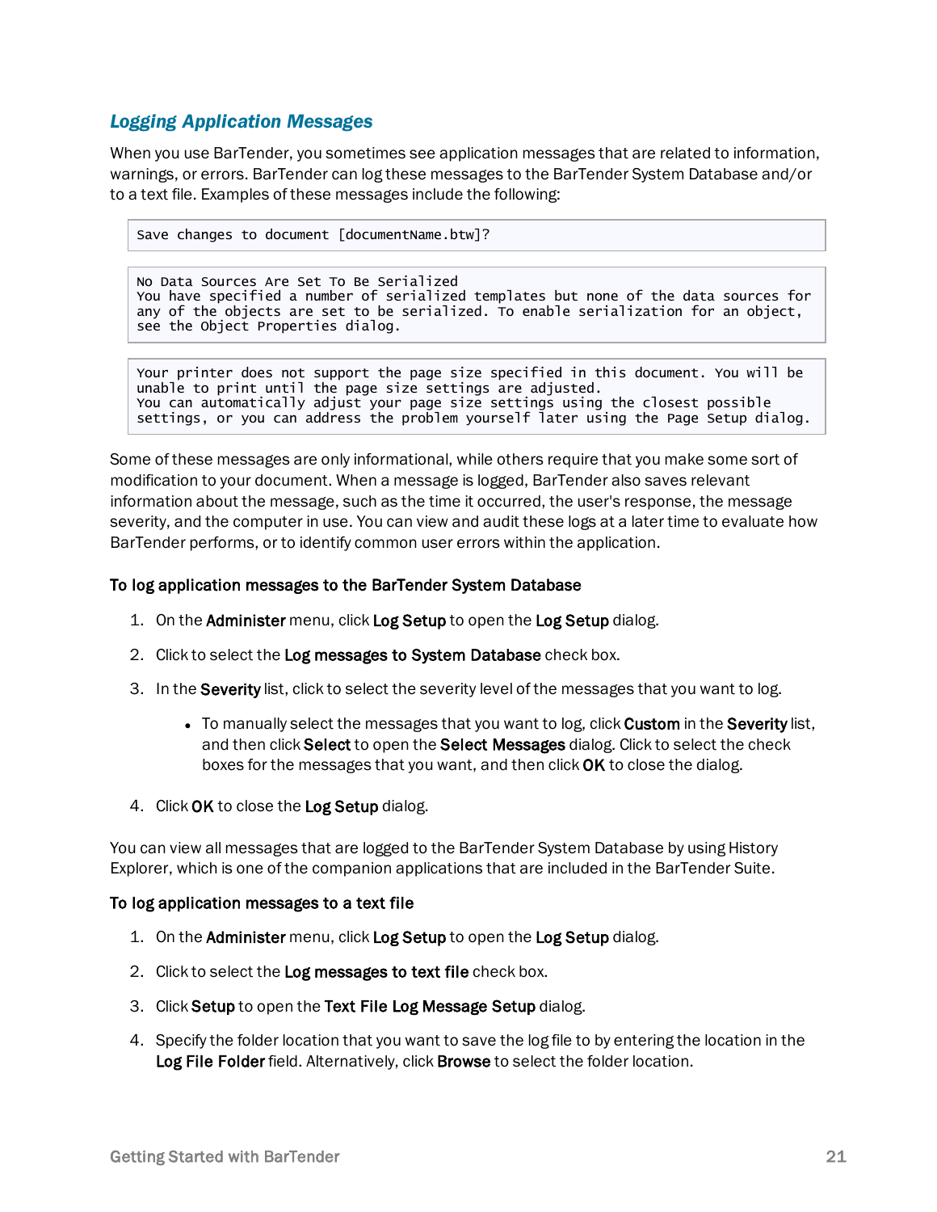## *Logging Application Messages*

When you use BarTender, you sometimes see application messages that are related to information, warnings, or errors. BarTender can log these messages to the BarTender System Database and/or to a text file. Examples of these messages include the following:

```
Save changes to document [documentName.btw]?
```

```
No Data Sources Are Set To Be Serialized
You have specified a number of serialized templates but none of the data sources for
any of the objects are set to be serialized. To enable serialization for an object,
see the Object Properties dialog.
```

```
Your printer does not support the page size specified in this document. You will be
unable to print until the page size settings are adjusted.
You can automatically adjust your page size settings using the closest possible
settings, or you can address the problem yourself later using the Page Setup dialog.
```

Some of these messages are only informational, while others require that you make some sort of modification to your document. When a message is logged, BarTender also saves relevant information about the message, such as the time it occurred, the user's response, the message severity, and the computer in use. You can view and audit these logs at a later time to evaluate how BarTender performs, or to identify common user errors within the application.

**To log application messages to the BarTender System Database**

1. On the **Administer** menu, click **Log Setup** to open the **Log Setup** dialog.
2. Click to select the **Log messages to System Database** check box.
3. In the **Severity** list, click to select the severity level of the messages that you want to log.
   - To manually select the messages that you want to log, click **Custom** in the **Severity** list, and then click **Select** to open the **Select Messages** dialog. Click to select the check boxes for the messages that you want, and then click **OK** to close the dialog.
4. Click **OK** to close the **Log Setup** dialog.

You can view all messages that are logged to the BarTender System Database by using History Explorer, which is one of the companion applications that are included in the BarTender Suite.

**To log application messages to a text file**

1. On the **Administer** menu, click **Log Setup** to open the **Log Setup** dialog.
2. Click to select the **Log messages to text file** check box.
3. Click **Setup** to open the **Text File Log Message Setup** dialog.
4. Specify the folder location that you want to save the log file to by entering the location in the **Log File Folder** field. Alternatively, click **Browse** to select the folder location.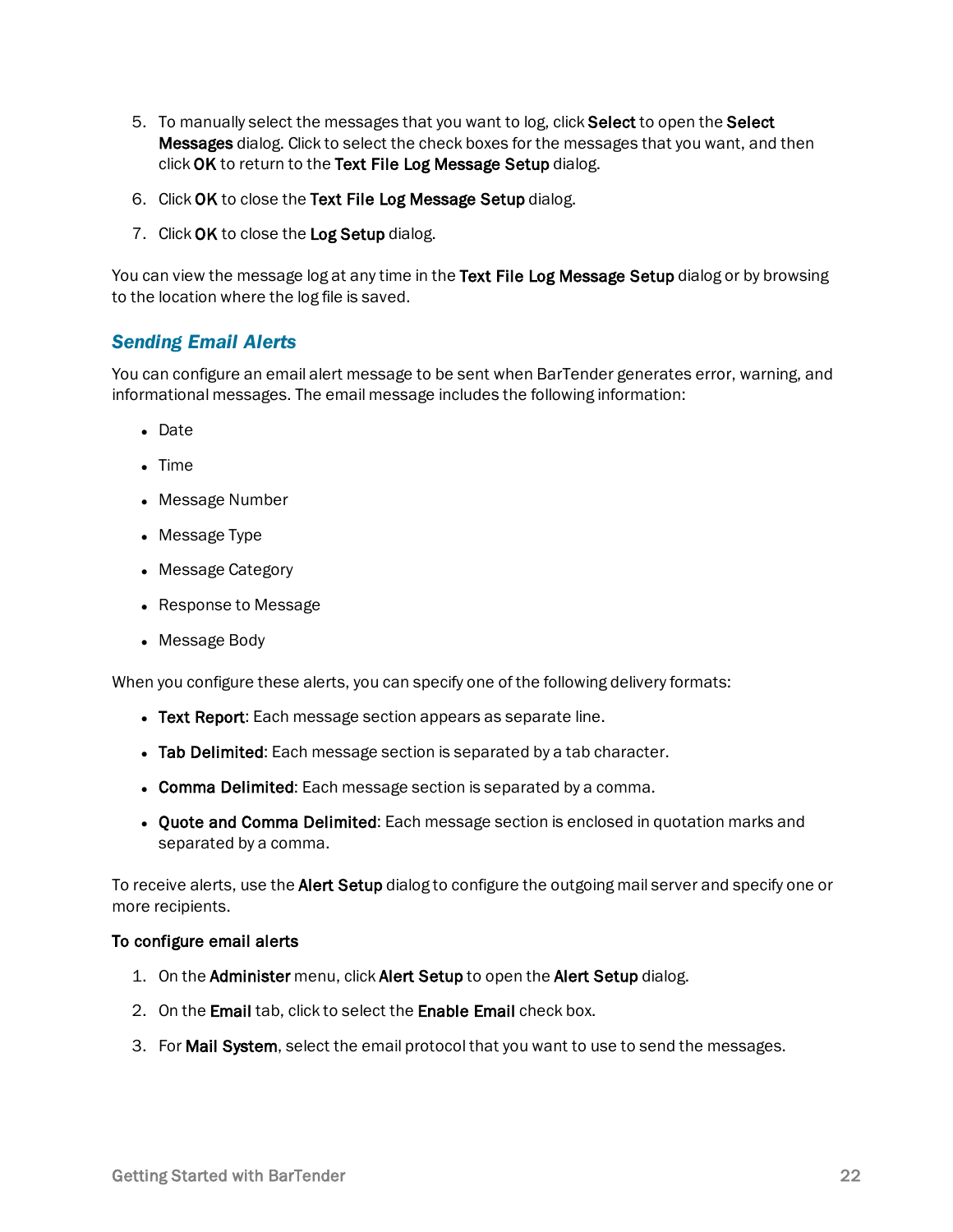5. To manually select the messages that you want to log, click **Select** to open the **Select Messages** dialog. Click to select the check boxes for the messages that you want, and then click **OK** to return to the **Text File Log Message Setup** dialog.
6. Click **OK** to close the **Text File Log Message Setup** dialog.
7. Click **OK** to close the **Log Setup** dialog.

You can view the message log at any time in the **Text File Log Message Setup** dialog or by browsing to the location where the log file is saved.

### *Sending Email Alerts*

You can configure an email alert message to be sent when BarTender generates error, warning, and informational messages. The email message includes the following information:

- Date
- Time
- Message Number
- Message Type
- Message Category
- Response to Message
- Message Body

When you configure these alerts, you can specify one of the following delivery formats:

- **Text Report**: Each message section appears as separate line.
- **Tab Delimited**: Each message section is separated by a tab character.
- **Comma Delimited**: Each message section is separated by a comma.
- **Quote and Comma Delimited**: Each message section is enclosed in quotation marks and separated by a comma.

To receive alerts, use the **Alert Setup** dialog to configure the outgoing mail server and specify one or more recipients.

**To configure email alerts**

1. On the **Administer** menu, click **Alert Setup** to open the **Alert Setup** dialog.
2. On the **Email** tab, click to select the **Enable Email** check box.
3. For **Mail System**, select the email protocol that you want to use to send the messages.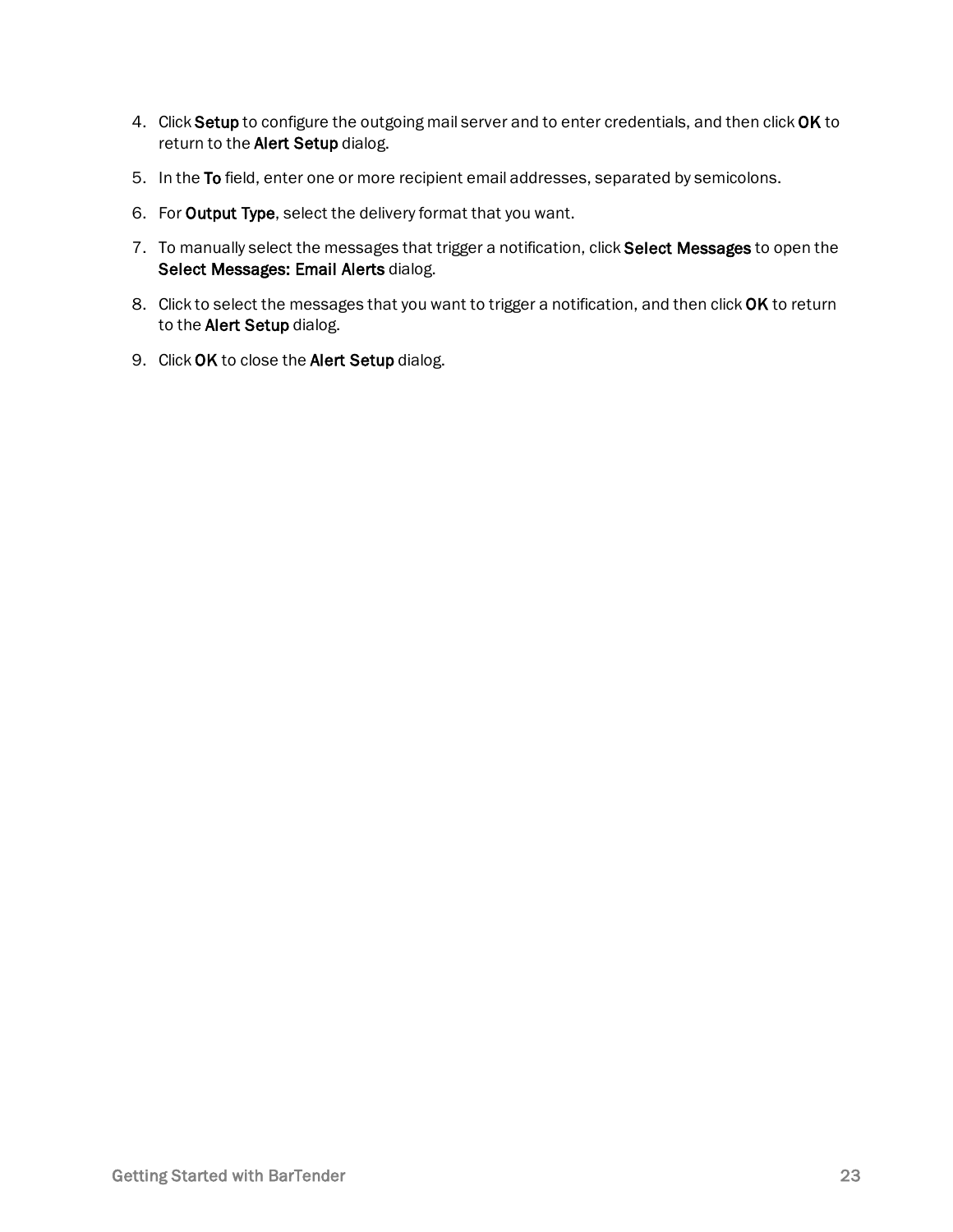4. Click **Setup** to configure the outgoing mail server and to enter credentials, and then click **OK** to return to the **Alert Setup** dialog.
5. In the **To** field, enter one or more recipient email addresses, separated by semicolons.
6. For **Output Type**, select the delivery format that you want.
7. To manually select the messages that trigger a notification, click **Select Messages** to open the **Select Messages: Email Alerts** dialog.
8. Click to select the messages that you want to trigger a notification, and then click **OK** to return to the **Alert Setup** dialog.
9. Click **OK** to close the **Alert Setup** dialog.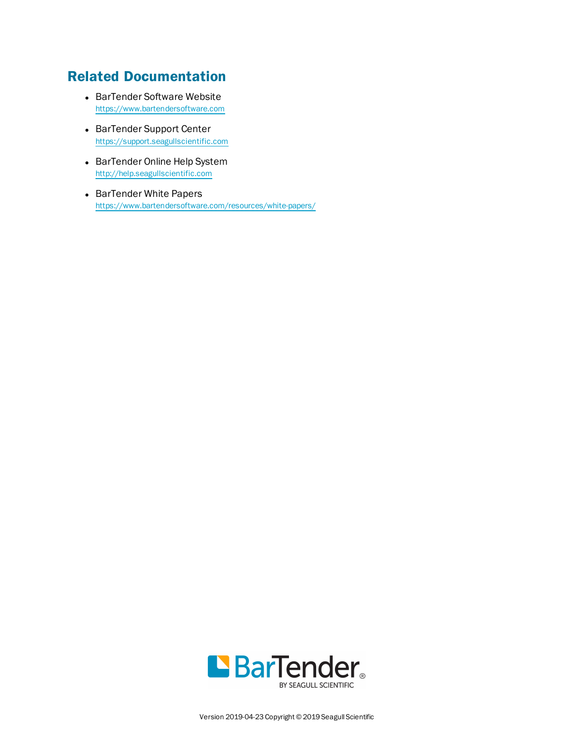## Related Documentation

- BarTender Software Website
  https://www.bartendersoftware.com
- BarTender Support Center
  https://support.seagullscientific.com
- BarTender Online Help System
  http://help.seagullscientific.com
- BarTender White Papers
  https://www.bartendersoftware.com/resources/white-papers/

BarTender® BY SEAGULL SCIENTIFIC

Version 2019-04-23 Copyright © 2019 Seagull Scientific